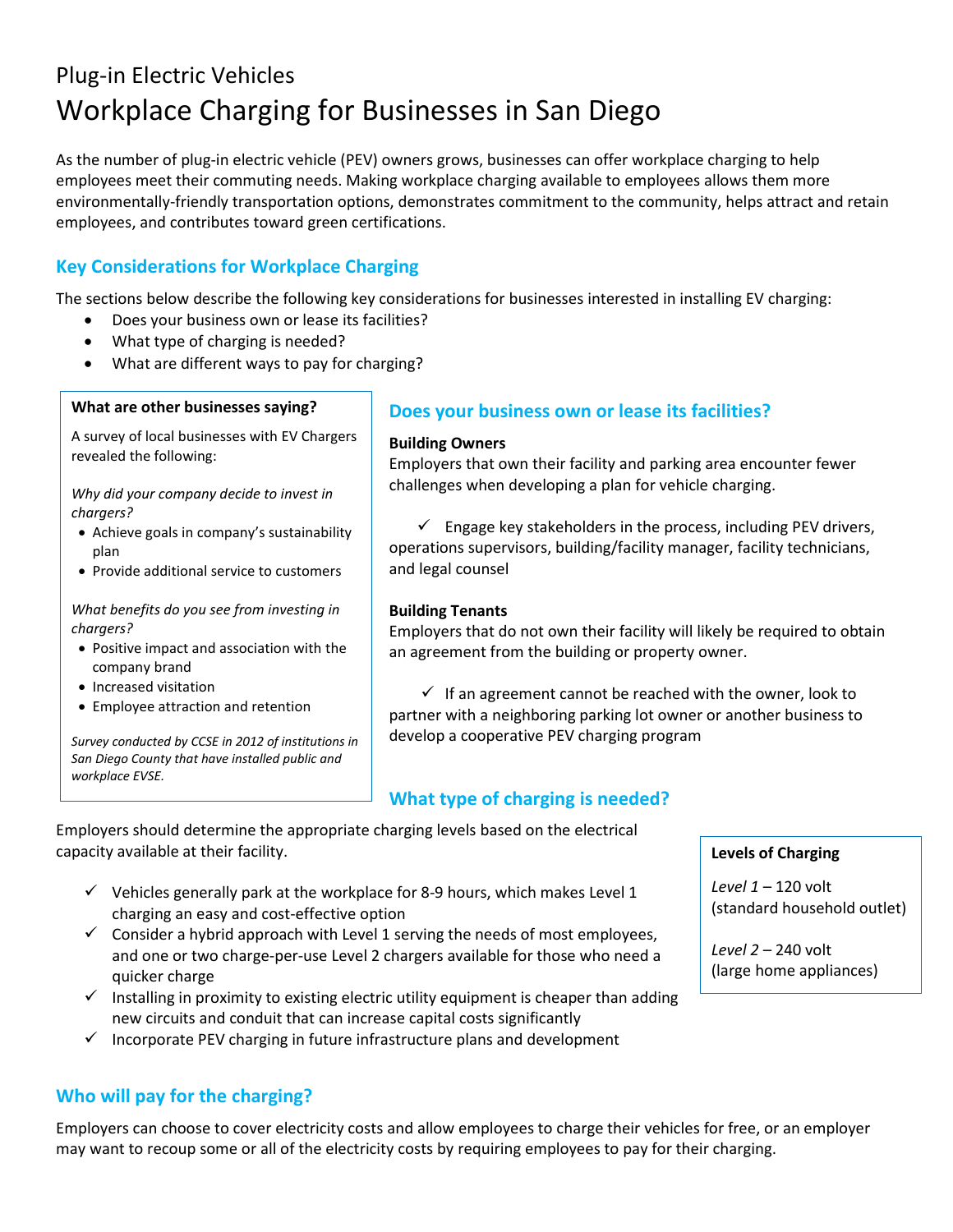Plug-in Electric Vehicles

# Workplace Charging for Businesses in San Diego

As the number of plug-in electric vehicle (PEV) owners grows, businesses can offer workplace charging to help employees meet their commuting needs. Making workplace charging available to employees allows them more environmentally-friendly transportation options, demonstrates commitment to the community, helps attract and retain employees, and contributes toward green certifications.

## Key Considerations for Workplace Charging

The sections below describe the following key considerations for businesses interested in installing EV charging:

- Does your business own or lease its facilities?
- What type of charging is needed?
- What are different ways to pay for charging?

> **What are other businesses saying?**
>
> A survey of local businesses with EV Chargers revealed the following:
>
> *Why did your company decide to invest in chargers?*
>
> - Achieve goals in company's sustainability plan
> - Provide additional service to customers
>
> *What benefits do you see from investing in chargers?*
>
> - Positive impact and association with the company brand
> - Increased visitation
> - Employee attraction and retention
>
> *Survey conducted by CCSE in 2012 of institutions in San Diego County that have installed public and workplace EVSE.*

## Does your business own or lease its facilities?

**Building Owners**

Employers that own their facility and parking area encounter fewer challenges when developing a plan for vehicle charging.

✓ Engage key stakeholders in the process, including PEV drivers, operations supervisors, building/facility manager, facility technicians, and legal counsel

**Building Tenants**

Employers that do not own their facility will likely be required to obtain an agreement from the building or property owner.

✓ If an agreement cannot be reached with the owner, look to partner with a neighboring parking lot owner or another business to develop a cooperative PEV charging program

## What type of charging is needed?

Employers should determine the appropriate charging levels based on the electrical capacity available at their facility.

- ✓ Vehicles generally park at the workplace for 8-9 hours, which makes Level 1 charging an easy and cost-effective option
- ✓ Consider a hybrid approach with Level 1 serving the needs of most employees, and one or two charge-per-use Level 2 chargers available for those who need a quicker charge
- ✓ Installing in proximity to existing electric utility equipment is cheaper than adding new circuits and conduit that can increase capital costs significantly
- ✓ Incorporate PEV charging in future infrastructure plans and development

> **Levels of Charging**
>
> *Level 1* – 120 volt (standard household outlet)
>
> *Level 2* – 240 volt (large home appliances)

## Who will pay for the charging?

Employers can choose to cover electricity costs and allow employees to charge their vehicles for free, or an employer may want to recoup some or all of the electricity costs by requiring employees to pay for their charging.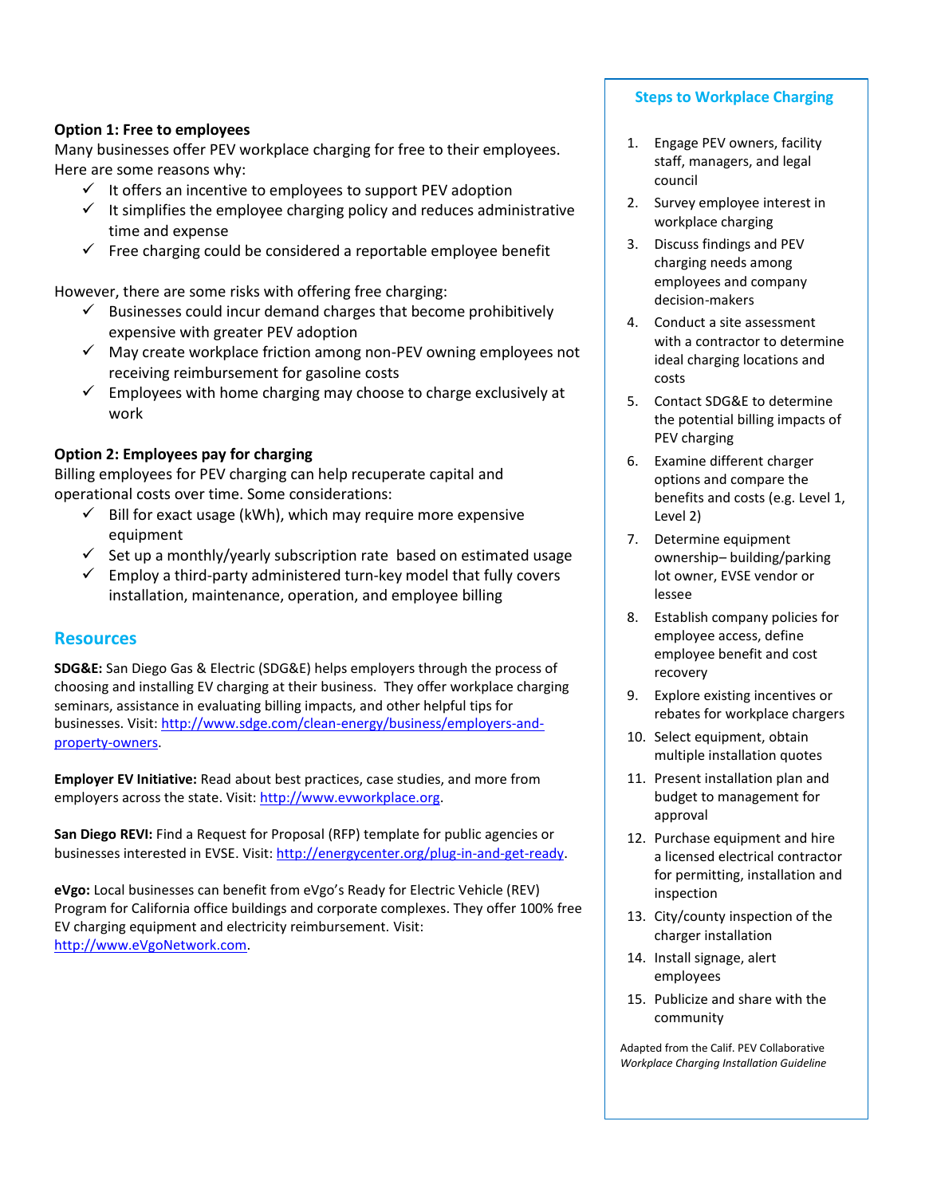**Option 1: Free to employees**

Many businesses offer PEV workplace charging for free to their employees. Here are some reasons why:

- ✓ It offers an incentive to employees to support PEV adoption
- ✓ It simplifies the employee charging policy and reduces administrative time and expense
- ✓ Free charging could be considered a reportable employee benefit

However, there are some risks with offering free charging:

- ✓ Businesses could incur demand charges that become prohibitively expensive with greater PEV adoption
- ✓ May create workplace friction among non-PEV owning employees not receiving reimbursement for gasoline costs
- ✓ Employees with home charging may choose to charge exclusively at work

**Option 2: Employees pay for charging**

Billing employees for PEV charging can help recuperate capital and operational costs over time. Some considerations:

- ✓ Bill for exact usage (kWh), which may require more expensive equipment
- ✓ Set up a monthly/yearly subscription rate based on estimated usage
- ✓ Employ a third-party administered turn-key model that fully covers installation, maintenance, operation, and employee billing

## Resources

**SDG&E:** San Diego Gas & Electric (SDG&E) helps employers through the process of choosing and installing EV charging at their business. They offer workplace charging seminars, assistance in evaluating billing impacts, and other helpful tips for businesses. Visit: http://www.sdge.com/clean-energy/business/employers-and-property-owners.

**Employer EV Initiative:** Read about best practices, case studies, and more from employers across the state. Visit: http://www.evworkplace.org.

**San Diego REVI:** Find a Request for Proposal (RFP) template for public agencies or businesses interested in EVSE. Visit: http://energycenter.org/plug-in-and-get-ready.

**eVgo:** Local businesses can benefit from eVgo's Ready for Electric Vehicle (REV) Program for California office buildings and corporate complexes. They offer 100% free EV charging equipment and electricity reimbursement. Visit: http://www.eVgoNetwork.com.

### Steps to Workplace Charging

1. Engage PEV owners, facility staff, managers, and legal council
2. Survey employee interest in workplace charging
3. Discuss findings and PEV charging needs among employees and company decision-makers
4. Conduct a site assessment with a contractor to determine ideal charging locations and costs
5. Contact SDG&E to determine the potential billing impacts of PEV charging
6. Examine different charger options and compare the benefits and costs (e.g. Level 1, Level 2)
7. Determine equipment ownership– building/parking lot owner, EVSE vendor or lessee
8. Establish company policies for employee access, define employee benefit and cost recovery
9. Explore existing incentives or rebates for workplace chargers
10. Select equipment, obtain multiple installation quotes
11. Present installation plan and budget to management for approval
12. Purchase equipment and hire a licensed electrical contractor for permitting, installation and inspection
13. City/county inspection of the charger installation
14. Install signage, alert employees
15. Publicize and share with the community

Adapted from the Calif. PEV Collaborative *Workplace Charging Installation Guideline*